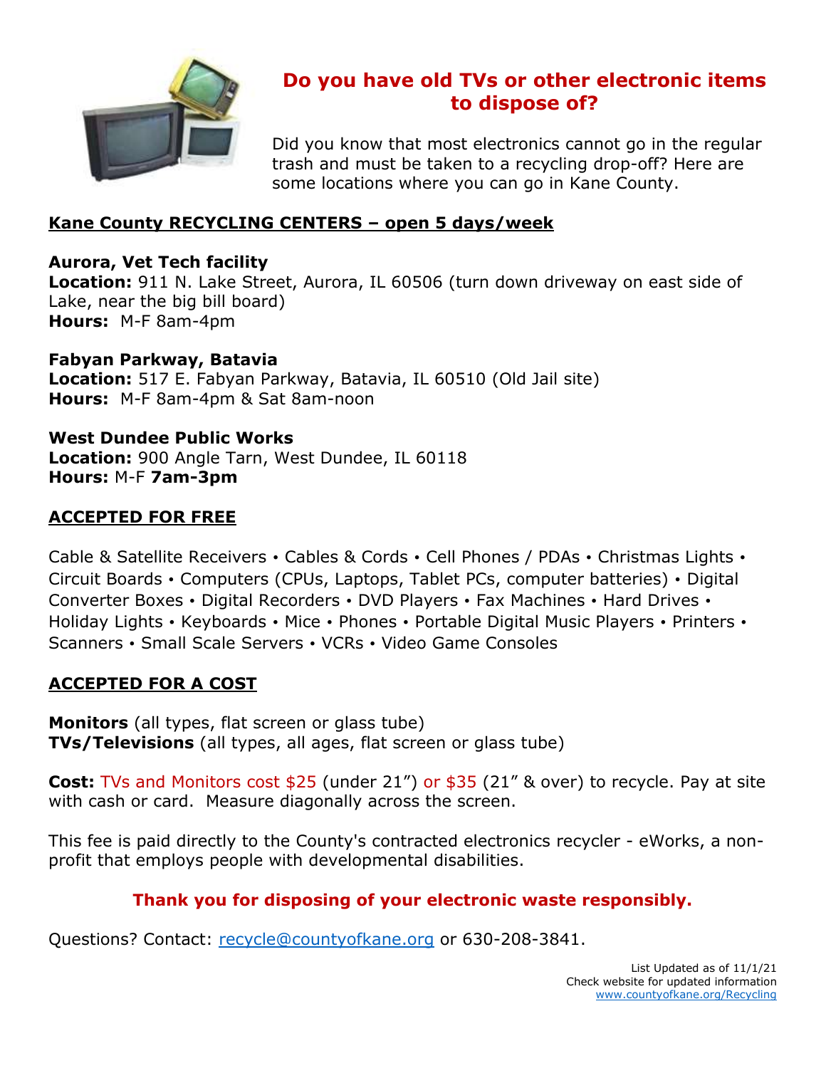# Do you have old TVs or other electronic items to dispose of?

Did you know that most electronics cannot go in the regular trash and must be taken to a recycling drop-off? Here are some locations where you can go in Kane County.

## Kane County RECYCLING CENTERS – open 5 days/week

**Aurora, Vet Tech facility**
**Location:** 911 N. Lake Street, Aurora, IL 60506 (turn down driveway on east side of Lake, near the big bill board)
**Hours:** M-F 8am-4pm

**Fabyan Parkway, Batavia**
**Location:** 517 E. Fabyan Parkway, Batavia, IL 60510 (Old Jail site)
**Hours:** M-F 8am-4pm & Sat 8am-noon

**West Dundee Public Works**
**Location:** 900 Angle Tarn, West Dundee, IL 60118
**Hours:** M-F **7am-3pm**

## ACCEPTED FOR FREE

Cable & Satellite Receivers • Cables & Cords • Cell Phones / PDAs • Christmas Lights • Circuit Boards • Computers (CPUs, Laptops, Tablet PCs, computer batteries) • Digital Converter Boxes • Digital Recorders • DVD Players • Fax Machines • Hard Drives • Holiday Lights • Keyboards • Mice • Phones • Portable Digital Music Players • Printers • Scanners • Small Scale Servers • VCRs • Video Game Consoles

## ACCEPTED FOR A COST

**Monitors** (all types, flat screen or glass tube)
**TVs/Televisions** (all types, all ages, flat screen or glass tube)

**Cost:** TVs and Monitors cost $25 (under 21") or $35 (21" & over) to recycle. Pay at site with cash or card. Measure diagonally across the screen.

This fee is paid directly to the County's contracted electronics recycler - eWorks, a non-profit that employs people with developmental disabilities.

**Thank you for disposing of your electronic waste responsibly.**

Questions? Contact: recycle@countyofkane.org or 630-208-3841.

List Updated as of 11/1/21
Check website for updated information
www.countyofkane.org/Recycling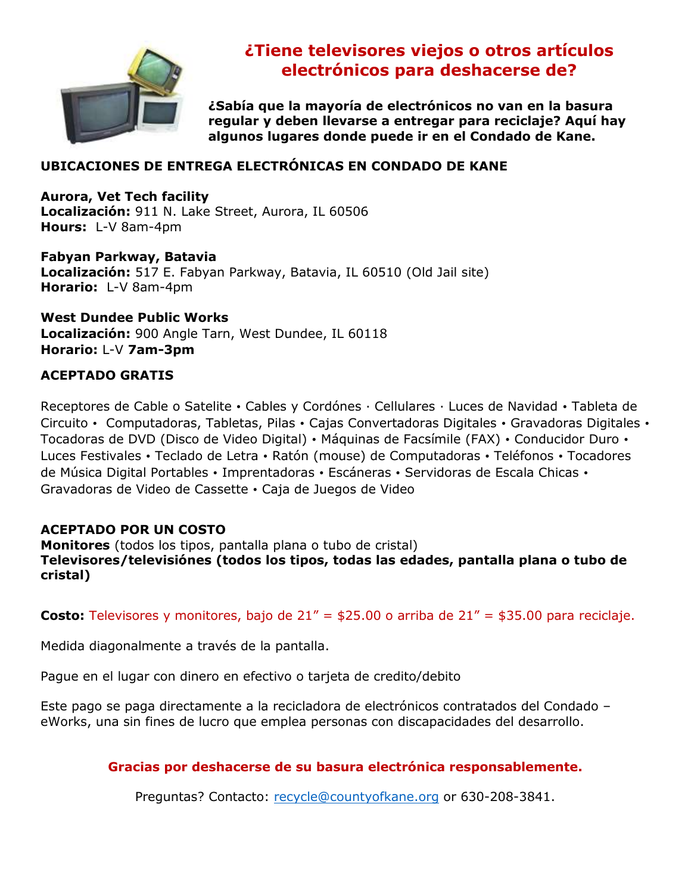# ¿Tiene televisores viejos o otros artículos electrónicos para deshacerse de?

**¿Sabía que la mayoría de electrónicos no van en la basura regular y deben llevarse a entregar para reciclaje? Aquí hay algunos lugares donde puede ir en el Condado de Kane.**

## UBICACIONES DE ENTREGA ELECTRÓNICAS EN CONDADO DE KANE

**Aurora, Vet Tech facility**
**Localización:** 911 N. Lake Street, Aurora, IL 60506
**Hours:** L-V 8am-4pm

**Fabyan Parkway, Batavia**
**Localización:** 517 E. Fabyan Parkway, Batavia, IL 60510 (Old Jail site)
**Horario:** L-V 8am-4pm

**West Dundee Public Works**
**Localización:** 900 Angle Tarn, West Dundee, IL 60118
**Horario:** L-V **7am-3pm**

## ACEPTADO GRATIS

Receptores de Cable o Satelite • Cables y Cordónes · Cellulares · Luces de Navidad • Tableta de Circuito • Computadoras, Tabletas, Pilas • Cajas Convertadoras Digitales • Gravadoras Digitales • Tocadoras de DVD (Disco de Video Digital) • Máquinas de Facsímile (FAX) • Conducidor Duro • Luces Festivales • Teclado de Letra • Ratón (mouse) de Computadoras • Teléfonos • Tocadores de Música Digital Portables • Imprentadoras • Escáneras • Servidoras de Escala Chicas • Gravadoras de Video de Cassette • Caja de Juegos de Video

## ACEPTADO POR UN COSTO

**Monitores** (todos los tipos, pantalla plana o tubo de cristal)
**Televisores/televisiónes (todos los tipos, todas las edades, pantalla plana o tubo de cristal)**

**Costo:** Televisores y monitores, bajo de 21" = $25.00 o arriba de 21" = $35.00 para reciclaje.

Medida diagonalmente a través de la pantalla.

Pague en el lugar con dinero en efectivo o tarjeta de credito/debito

Este pago se paga directamente a la recicladora de electrónicos contratados del Condado – eWorks, una sin fines de lucro que emplea personas con discapacidades del desarrollo.

**Gracias por deshacerse de su basura electrónica responsablemente.**

Preguntas? Contacto: recycle@countyofkane.org or 630-208-3841.